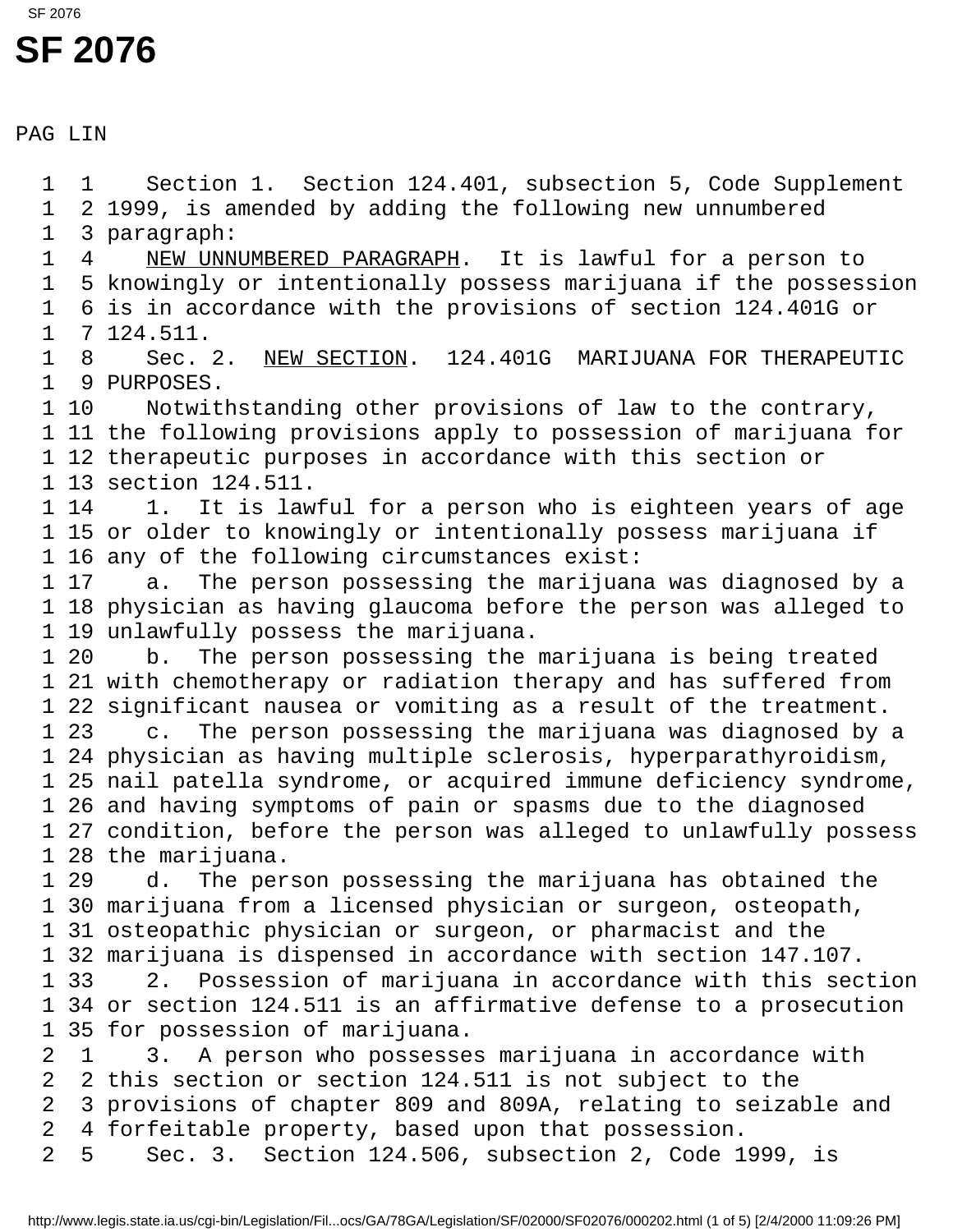# SF 2076

PAG LIN

Section 1. Section 124.401, subsection 5, Code Supplement 1999, is amended by adding the following new unnumbered paragraph:

NEW UNNUMBERED PARAGRAPH. It is lawful for a person to knowingly or intentionally possess marijuana if the possession is in accordance with the provisions of section 124.401G or 124.511.

Sec. 2. NEW SECTION. 124.401G MARIJUANA FOR THERAPEUTIC PURPOSES.

Notwithstanding other provisions of law to the contrary, the following provisions apply to possession of marijuana for therapeutic purposes in accordance with this section or section 124.511.

1. It is lawful for a person who is eighteen years of age or older to knowingly or intentionally possess marijuana if any of the following circumstances exist:

a. The person possessing the marijuana was diagnosed by a physician as having glaucoma before the person was alleged to unlawfully possess the marijuana.

b. The person possessing the marijuana is being treated with chemotherapy or radiation therapy and has suffered from significant nausea or vomiting as a result of the treatment.

c. The person possessing the marijuana was diagnosed by a physician as having multiple sclerosis, hyperparathyroidism, nail patella syndrome, or acquired immune deficiency syndrome, and having symptoms of pain or spasms due to the diagnosed condition, before the person was alleged to unlawfully possess the marijuana.

d. The person possessing the marijuana has obtained the marijuana from a licensed physician or surgeon, osteopath, osteopathic physician or surgeon, or pharmacist and the marijuana is dispensed in accordance with section 147.107.

2. Possession of marijuana in accordance with this section or section 124.511 is an affirmative defense to a prosecution for possession of marijuana.

3. A person who possesses marijuana in accordance with this section or section 124.511 is not subject to the provisions of chapter 809 and 809A, relating to seizable and forfeitable property, based upon that possession.

Sec. 3. Section 124.506, subsection 2, Code 1999, is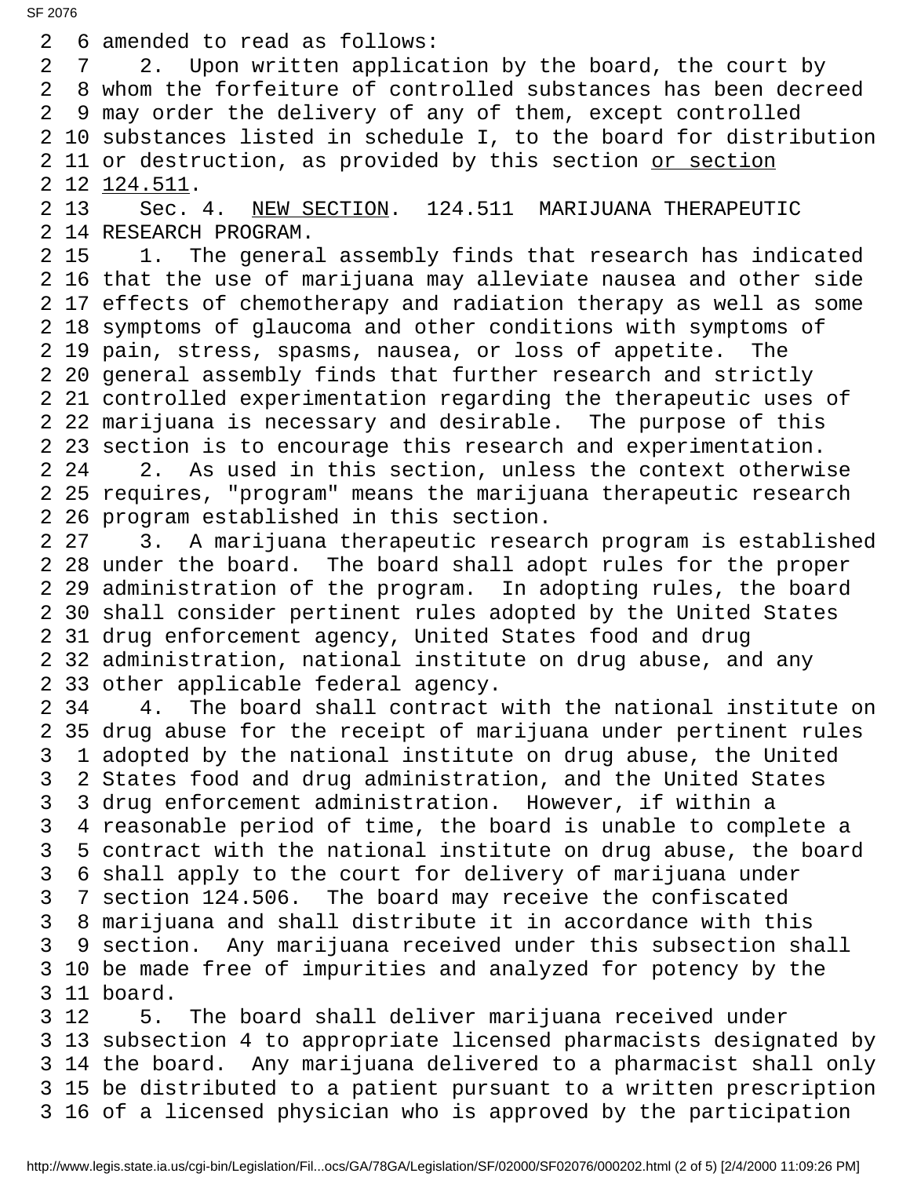2 6 amended to read as follows:
2 7 2. Upon written application by the board, the court by
2 8 whom the forfeiture of controlled substances has been decreed
2 9 may order the delivery of any of them, except controlled
2 10 substances listed in schedule I, to the board for distribution
2 11 or destruction, as provided by this section <u>or section</u>
2 12 <u>124.511</u>.
2 13 Sec. 4. <u>NEW SECTION</u>. 124.511 MARIJUANA THERAPEUTIC
2 14 RESEARCH PROGRAM.
2 15 1. The general assembly finds that research has indicated
2 16 that the use of marijuana may alleviate nausea and other side
2 17 effects of chemotherapy and radiation therapy as well as some
2 18 symptoms of glaucoma and other conditions with symptoms of
2 19 pain, stress, spasms, nausea, or loss of appetite. The
2 20 general assembly finds that further research and strictly
2 21 controlled experimentation regarding the therapeutic uses of
2 22 marijuana is necessary and desirable. The purpose of this
2 23 section is to encourage this research and experimentation.
2 24 2. As used in this section, unless the context otherwise
2 25 requires, "program" means the marijuana therapeutic research
2 26 program established in this section.
2 27 3. A marijuana therapeutic research program is established
2 28 under the board. The board shall adopt rules for the proper
2 29 administration of the program. In adopting rules, the board
2 30 shall consider pertinent rules adopted by the United States
2 31 drug enforcement agency, United States food and drug
2 32 administration, national institute on drug abuse, and any
2 33 other applicable federal agency.
2 34 4. The board shall contract with the national institute on
2 35 drug abuse for the receipt of marijuana under pertinent rules
3 1 adopted by the national institute on drug abuse, the United
3 2 States food and drug administration, and the United States
3 3 drug enforcement administration. However, if within a
3 4 reasonable period of time, the board is unable to complete a
3 5 contract with the national institute on drug abuse, the board
3 6 shall apply to the court for delivery of marijuana under
3 7 section 124.506. The board may receive the confiscated
3 8 marijuana and shall distribute it in accordance with this
3 9 section. Any marijuana received under this subsection shall
3 10 be made free of impurities and analyzed for potency by the
3 11 board.
3 12 5. The board shall deliver marijuana received under
3 13 subsection 4 to appropriate licensed pharmacists designated by
3 14 the board. Any marijuana delivered to a pharmacist shall only
3 15 be distributed to a patient pursuant to a written prescription
3 16 of a licensed physician who is approved by the participation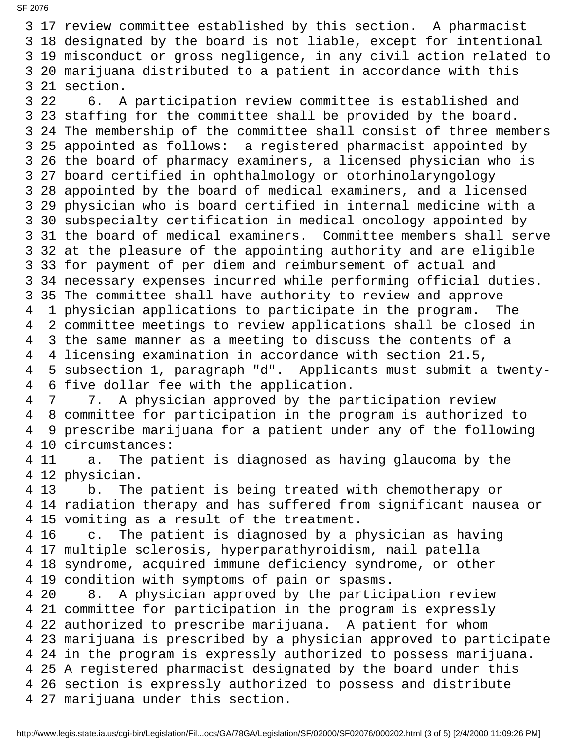review committee established by this section. A pharmacist designated by the board is not liable, except for intentional misconduct or gross negligence, in any civil action related to marijuana distributed to a patient in accordance with this section.

6. A participation review committee is established and staffing for the committee shall be provided by the board. The membership of the committee shall consist of three members appointed as follows: a registered pharmacist appointed by the board of pharmacy examiners, a licensed physician who is board certified in ophthalmology or otorhinolaryngology appointed by the board of medical examiners, and a licensed physician who is board certified in internal medicine with a subspecialty certification in medical oncology appointed by the board of medical examiners. Committee members shall serve at the pleasure of the appointing authority and are eligible for payment of per diem and reimbursement of actual and necessary expenses incurred while performing official duties. The committee shall have authority to review and approve physician applications to participate in the program. The committee meetings to review applications shall be closed in the same manner as a meeting to discuss the contents of a licensing examination in accordance with section 21.5, subsection 1, paragraph "d". Applicants must submit a twenty-five dollar fee with the application.

7. A physician approved by the participation review committee for participation in the program is authorized to prescribe marijuana for a patient under any of the following circumstances:

a. The patient is diagnosed as having glaucoma by the physician.

b. The patient is being treated with chemotherapy or radiation therapy and has suffered from significant nausea or vomiting as a result of the treatment.

c. The patient is diagnosed by a physician as having multiple sclerosis, hyperparathyroidism, nail patella syndrome, acquired immune deficiency syndrome, or other condition with symptoms of pain or spasms.

8. A physician approved by the participation review committee for participation in the program is expressly authorized to prescribe marijuana. A patient for whom marijuana is prescribed by a physician approved to participate in the program is expressly authorized to possess marijuana. A registered pharmacist designated by the board under this section is expressly authorized to possess and distribute marijuana under this section.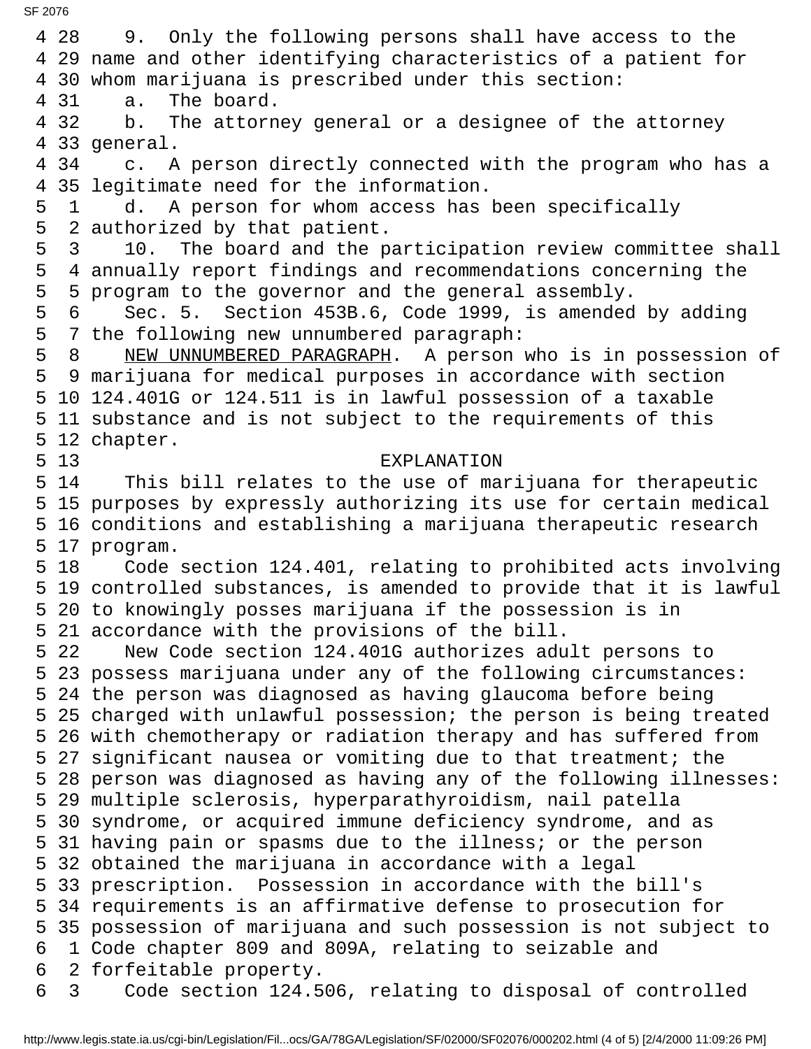9. Only the following persons shall have access to the name and other identifying characteristics of a patient for whom marijuana is prescribed under this section:

a. The board.

b. The attorney general or a designee of the attorney general.

c. A person directly connected with the program who has a legitimate need for the information.

d. A person for whom access has been specifically authorized by that patient.

10. The board and the participation review committee shall annually report findings and recommendations concerning the program to the governor and the general assembly.

Sec. 5. Section 453B.6, Code 1999, is amended by adding the following new unnumbered paragraph:

NEW UNNUMBERED PARAGRAPH. A person who is in possession of marijuana for medical purposes in accordance with section 124.401G or 124.511 is in lawful possession of a taxable substance and is not subject to the requirements of this chapter.

EXPLANATION

This bill relates to the use of marijuana for therapeutic purposes by expressly authorizing its use for certain medical conditions and establishing a marijuana therapeutic research program.

Code section 124.401, relating to prohibited acts involving controlled substances, is amended to provide that it is lawful to knowingly posses marijuana if the possession is in accordance with the provisions of the bill.

New Code section 124.401G authorizes adult persons to possess marijuana under any of the following circumstances: the person was diagnosed as having glaucoma before being charged with unlawful possession; the person is being treated with chemotherapy or radiation therapy and has suffered from significant nausea or vomiting due to that treatment; the person was diagnosed as having any of the following illnesses: multiple sclerosis, hyperparathyroidism, nail patella syndrome, or acquired immune deficiency syndrome, and as having pain or spasms due to the illness; or the person obtained the marijuana in accordance with a legal prescription. Possession in accordance with the bill's requirements is an affirmative defense to prosecution for possession of marijuana and such possession is not subject to Code chapter 809 and 809A, relating to seizable and forfeitable property.

Code section 124.506, relating to disposal of controlled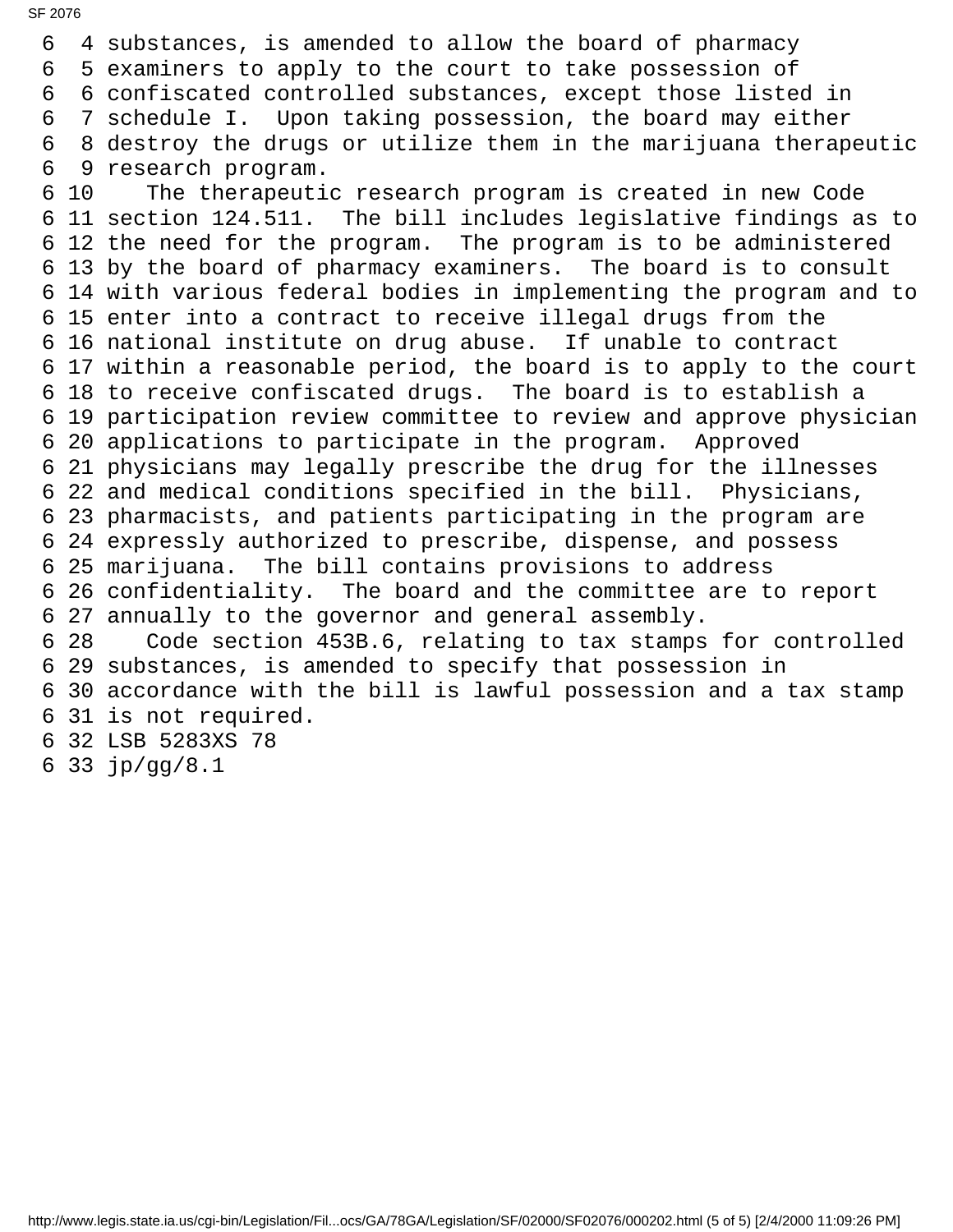6 4 substances, is amended to allow the board of pharmacy
6 5 examiners to apply to the court to take possession of
6 6 confiscated controlled substances, except those listed in
6 7 schedule I. Upon taking possession, the board may either
6 8 destroy the drugs or utilize them in the marijuana therapeutic
6 9 research program.
6 10 The therapeutic research program is created in new Code
6 11 section 124.511. The bill includes legislative findings as to
6 12 the need for the program. The program is to be administered
6 13 by the board of pharmacy examiners. The board is to consult
6 14 with various federal bodies in implementing the program and to
6 15 enter into a contract to receive illegal drugs from the
6 16 national institute on drug abuse. If unable to contract
6 17 within a reasonable period, the board is to apply to the court
6 18 to receive confiscated drugs. The board is to establish a
6 19 participation review committee to review and approve physician
6 20 applications to participate in the program. Approved
6 21 physicians may legally prescribe the drug for the illnesses
6 22 and medical conditions specified in the bill. Physicians,
6 23 pharmacists, and patients participating in the program are
6 24 expressly authorized to prescribe, dispense, and possess
6 25 marijuana. The bill contains provisions to address
6 26 confidentiality. The board and the committee are to report
6 27 annually to the governor and general assembly.
6 28 Code section 453B.6, relating to tax stamps for controlled
6 29 substances, is amended to specify that possession in
6 30 accordance with the bill is lawful possession and a tax stamp
6 31 is not required.
6 32 LSB 5283XS 78
6 33 jp/gg/8.1